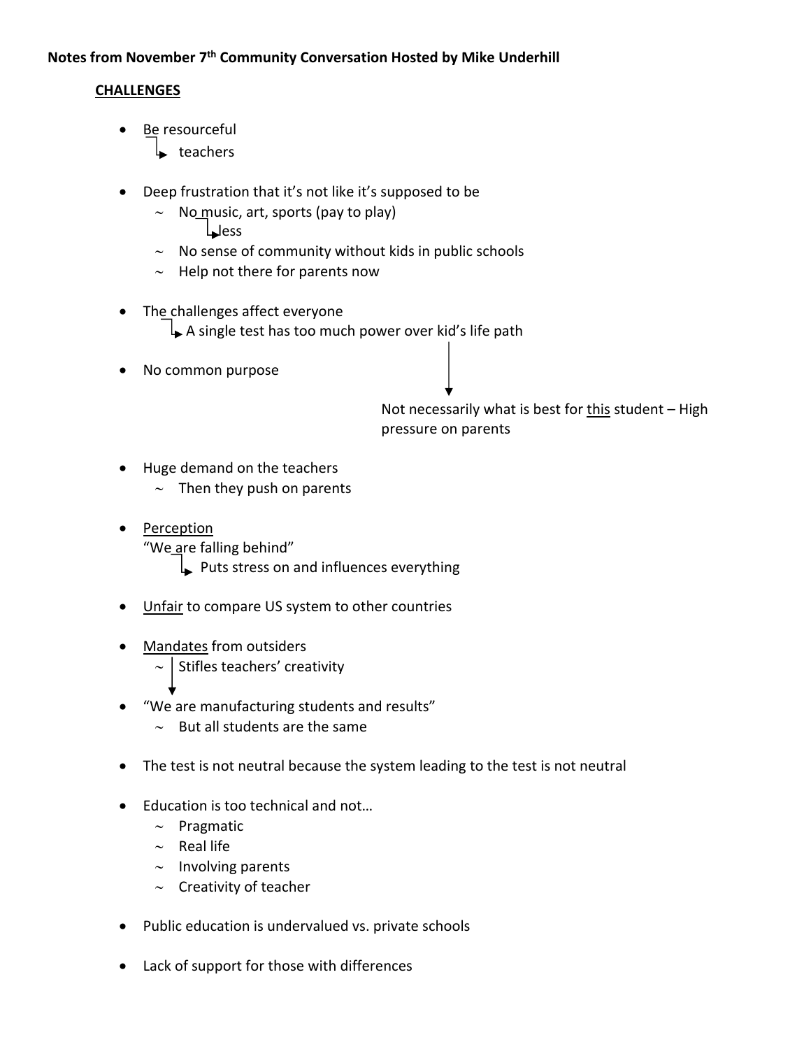**Notes from November 7th Community Conversation Hosted by Mike Underhill**

**CHALLENGES**

- Be resourceful
  - → teachers
- Deep frustration that it's not like it's supposed to be
  - ~ No music, art, sports (pay to play)
    - → less
  - ~ No sense of community without kids in public schools
  - ~ Help not there for parents now
- The challenges affect everyone
  - → A single test has too much power over kid's life path
    - → Not necessarily what is best for this student – High pressure on parents
- No common purpose
- Huge demand on the teachers
  - ~ Then they push on parents
- Perception
  "We are falling behind"
  - → Puts stress on and influences everything
- Unfair to compare US system to other countries
- Mandates from outsiders
  - ~ Stifles teachers' creativity
- "We are manufacturing students and results"
  - ~ But all students are the same
- The test is not neutral because the system leading to the test is not neutral
- Education is too technical and not…
  - ~ Pragmatic
  - ~ Real life
  - ~ Involving parents
  - ~ Creativity of teacher
- Public education is undervalued vs. private schools
- Lack of support for those with differences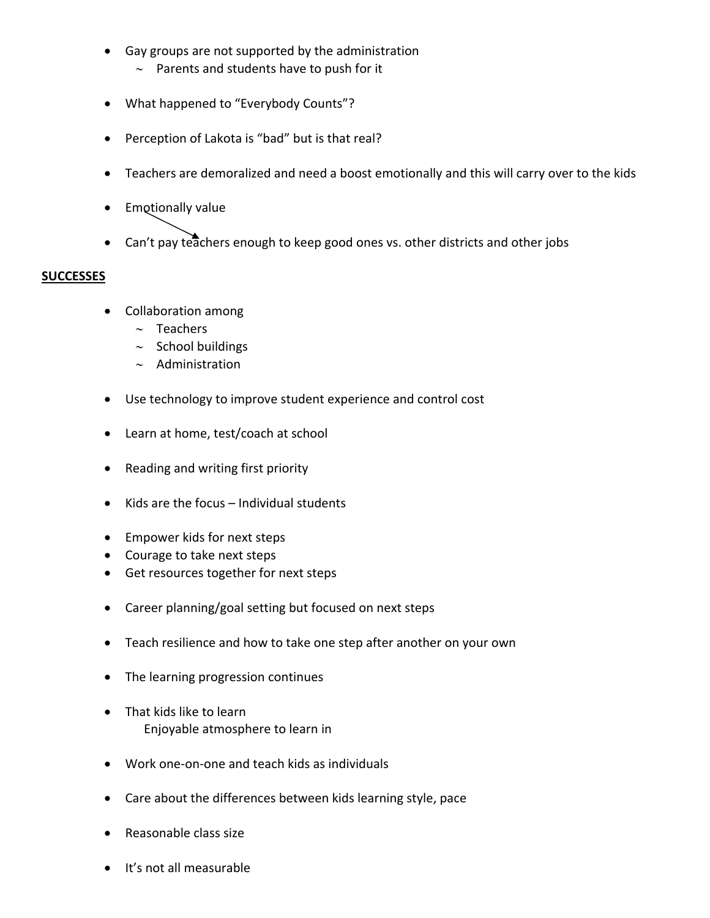- Gay groups are not supported by the administration
  - Parents and students have to push for it

- What happened to "Everybody Counts"?

- Perception of Lakota is "bad" but is that real?

- Teachers are demoralized and need a boost emotionally and this will carry over to the kids

- Emotionally value

- Can't pay teachers enough to keep good ones vs. other districts and other jobs

**SUCCESSES**

- Collaboration among
  - Teachers
  - School buildings
  - Administration

- Use technology to improve student experience and control cost

- Learn at home, test/coach at school

- Reading and writing first priority

- Kids are the focus – Individual students

- Empower kids for next steps
- Courage to take next steps
- Get resources together for next steps

- Career planning/goal setting but focused on next steps

- Teach resilience and how to take one step after another on your own

- The learning progression continues

- That kids like to learn
  Enjoyable atmosphere to learn in

- Work one-on-one and teach kids as individuals

- Care about the differences between kids learning style, pace

- Reasonable class size

- It's not all measurable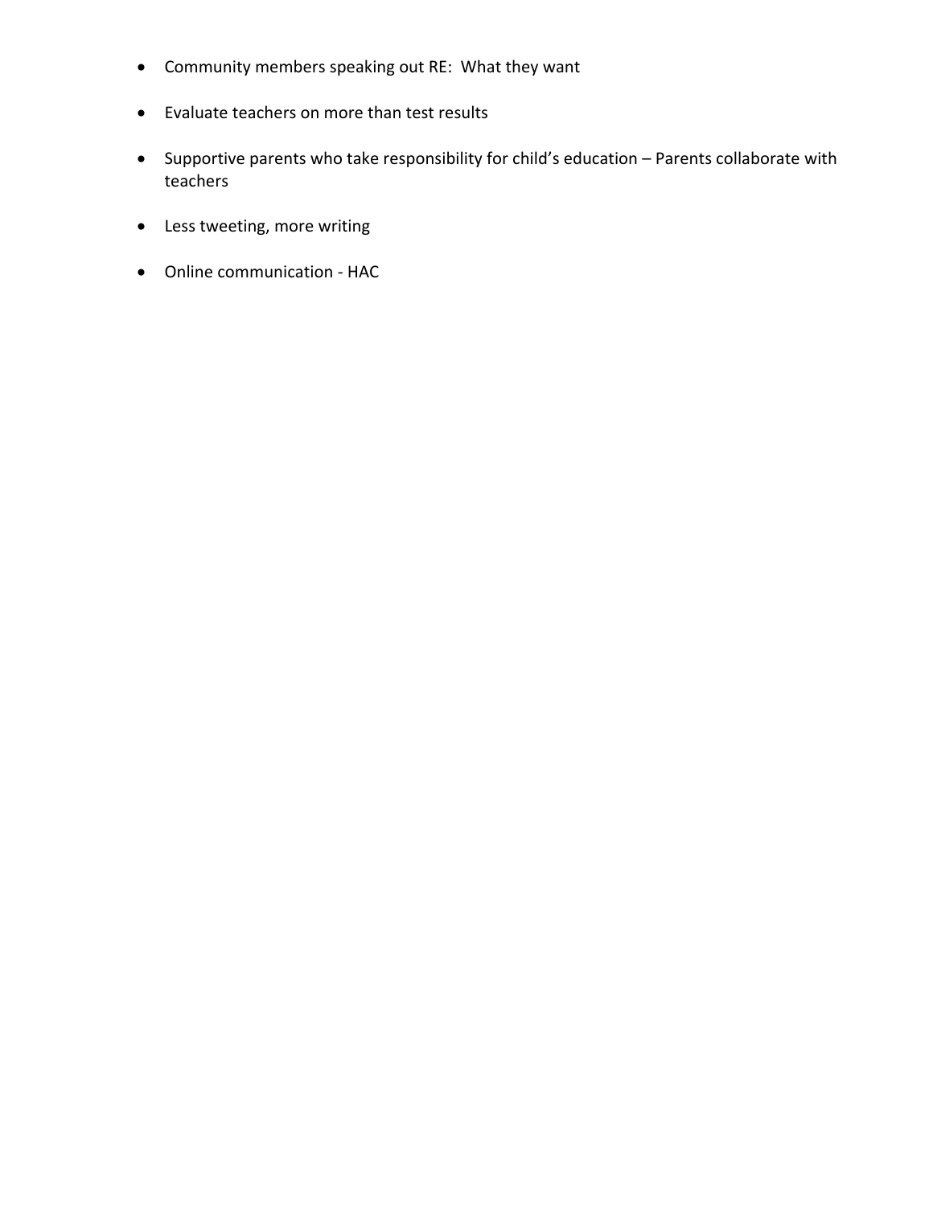- Community members speaking out RE: What they want
- Evaluate teachers on more than test results
- Supportive parents who take responsibility for child's education – Parents collaborate with teachers
- Less tweeting, more writing
- Online communication - HAC